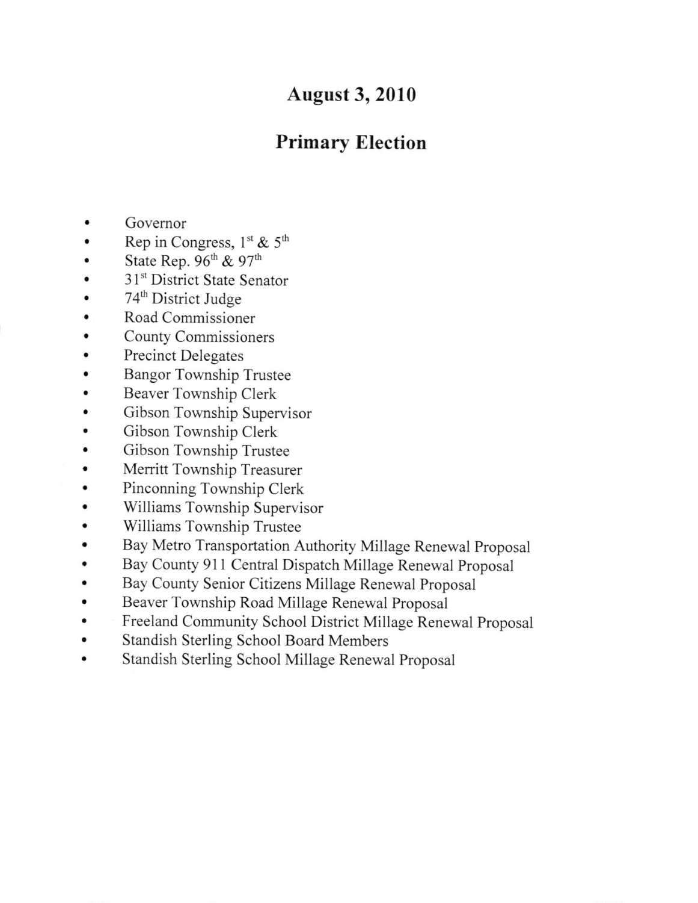# August 3, 2010

## Primary Election

- Governor
- Rep in Congress, 1st & 5th
- State Rep. 96th & 97th
- 31st District State Senator
- 74th District Judge
- Road Commissioner
- County Commissioners
- Precinct Delegates
- Bangor Township Trustee
- Beaver Township Clerk
- Gibson Township Supervisor
- Gibson Township Clerk
- Gibson Township Trustee
- Merritt Township Treasurer
- Pinconning Township Clerk
- Williams Township Supervisor
- Williams Township Trustee
- Bay Metro Transportation Authority Millage Renewal Proposal
- Bay County 911 Central Dispatch Millage Renewal Proposal
- Bay County Senior Citizens Millage Renewal Proposal
- Beaver Township Road Millage Renewal Proposal
- Freeland Community School District Millage Renewal Proposal
- Standish Sterling School Board Members
- Standish Sterling School Millage Renewal Proposal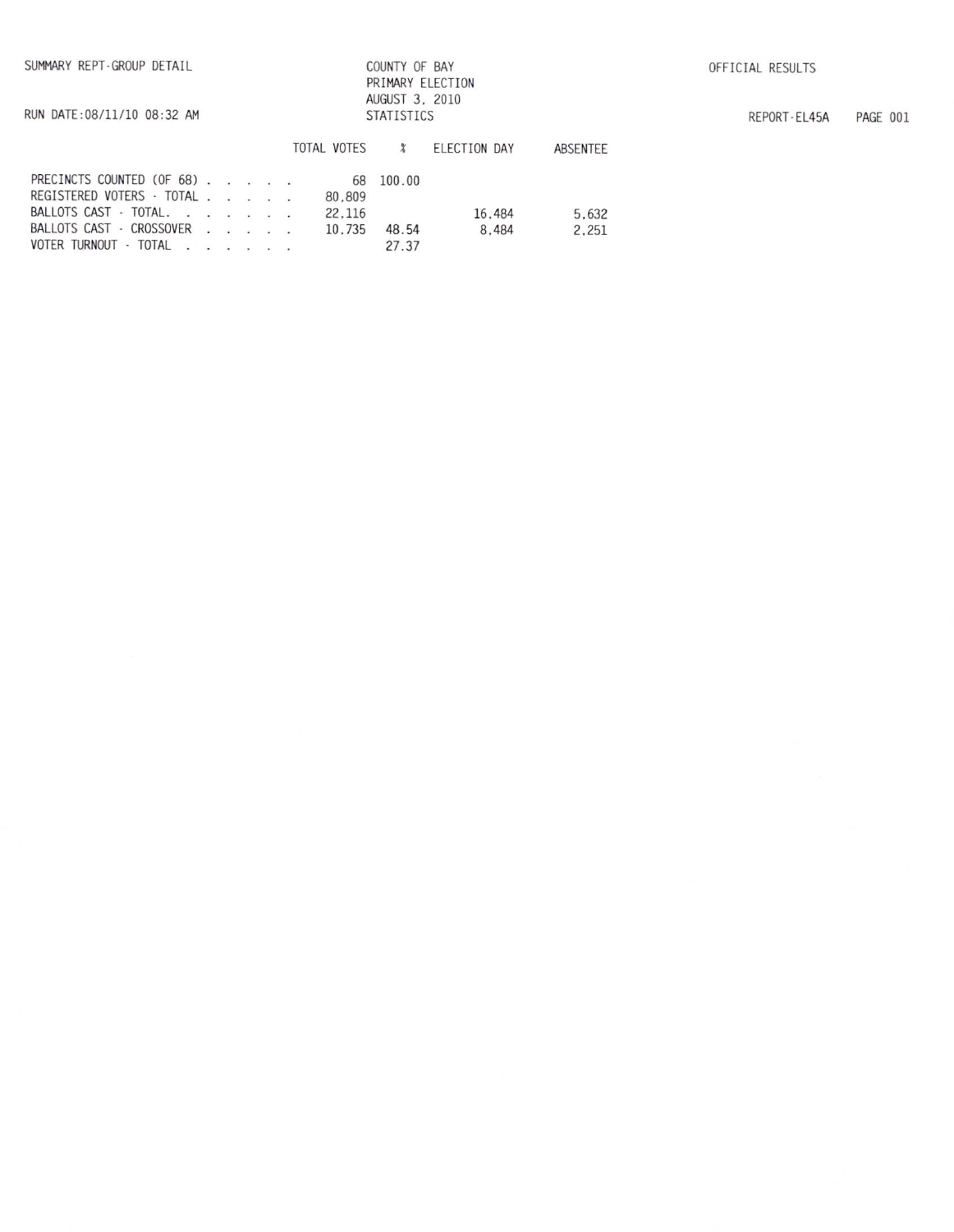SUMMARY REPT-GROUP DETAIL

RUN DATE:08/11/10 08:32 AM

COUNTY OF BAY
PRIMARY ELECTION
AUGUST 3, 2010
STATISTICS

OFFICIAL RESULTS

REPORT-EL45A

| | TOTAL VOTES | % | ELECTION DAY | ABSENTEE |
|---|---|---|---|---|
| PRECINCTS COUNTED (OF 68) . . . . . . | 68 | 100.00 | | |
| REGISTERED VOTERS - TOTAL . . . . . . | 80,809 | | | |
| BALLOTS CAST - TOTAL. . . . . . . . | 22,116 | | 16,484 | 5,632 |
| BALLOTS CAST - CROSSOVER . . . . . . | 10,735 | 48.54 | 8,484 | 2,251 |
| VOTER TURNOUT - TOTAL . . . . . . . | | 27.37 | | |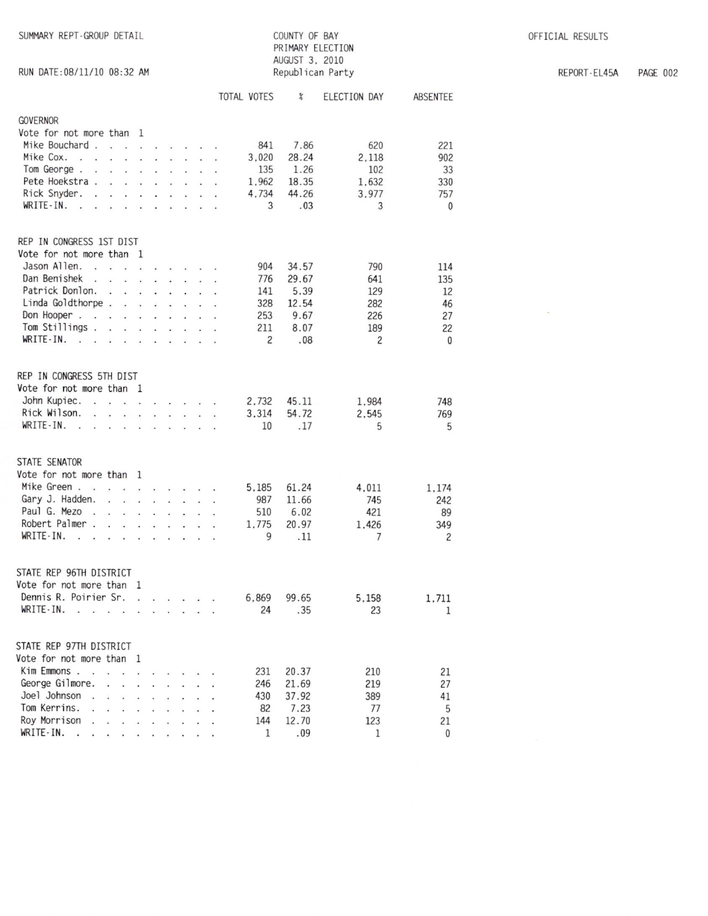SUMMARY REPT-GROUP DETAIL

COUNTY OF BAY
PRIMARY ELECTION
AUGUST 3, 2010
Republican Party

OFFICIAL RESULTS

RUN DATE:08/11/10 08:32 AM

REPORT-EL45A

| | TOTAL VOTES | % | ELECTION DAY | ABSENTEE |
|---|---|---|---|---|
| **GOVERNOR** | | | | |
| Vote for not more than 1 | | | | |
| Mike Bouchard | 841 | 7.86 | 620 | 221 |
| Mike Cox | 3,020 | 28.24 | 2,118 | 902 |
| Tom George | 135 | 1.26 | 102 | 33 |
| Pete Hoekstra | 1,962 | 18.35 | 1,632 | 330 |
| Rick Snyder | 4,734 | 44.26 | 3,977 | 757 |
| WRITE-IN | 3 | .03 | 3 | 0 |
| **REP IN CONGRESS 1ST DIST** | | | | |
| Vote for not more than 1 | | | | |
| Jason Allen | 904 | 34.57 | 790 | 114 |
| Dan Benishek | 776 | 29.67 | 641 | 135 |
| Patrick Donlon | 141 | 5.39 | 129 | 12 |
| Linda Goldthorpe | 328 | 12.54 | 282 | 46 |
| Don Hooper | 253 | 9.67 | 226 | 27 |
| Tom Stillings | 211 | 8.07 | 189 | 22 |
| WRITE-IN | 2 | .08 | 2 | 0 |
| **REP IN CONGRESS 5TH DIST** | | | | |
| Vote for not more than 1 | | | | |
| John Kupiec | 2,732 | 45.11 | 1,984 | 748 |
| Rick Wilson | 3,314 | 54.72 | 2,545 | 769 |
| WRITE-IN | 10 | .17 | 5 | 5 |
| **STATE SENATOR** | | | | |
| Vote for not more than 1 | | | | |
| Mike Green | 5,185 | 61.24 | 4,011 | 1,174 |
| Gary J. Hadden | 987 | 11.66 | 745 | 242 |
| Paul G. Mezo | 510 | 6.02 | 421 | 89 |
| Robert Palmer | 1,775 | 20.97 | 1,426 | 349 |
| WRITE-IN | 9 | .11 | 7 | 2 |
| **STATE REP 96TH DISTRICT** | | | | |
| Vote for not more than 1 | | | | |
| Dennis R. Poirier Sr. | 6,869 | 99.65 | 5,158 | 1,711 |
| WRITE-IN | 24 | .35 | 23 | 1 |
| **STATE REP 97TH DISTRICT** | | | | |
| Vote for not more than 1 | | | | |
| Kim Emmons | 231 | 20.37 | 210 | 21 |
| George Gilmore | 246 | 21.69 | 219 | 27 |
| Joel Johnson | 430 | 37.92 | 389 | 41 |
| Tom Kerrins | 82 | 7.23 | 77 | 5 |
| Roy Morrison | 144 | 12.70 | 123 | 21 |
| WRITE-IN | 1 | .09 | 1 | 0 |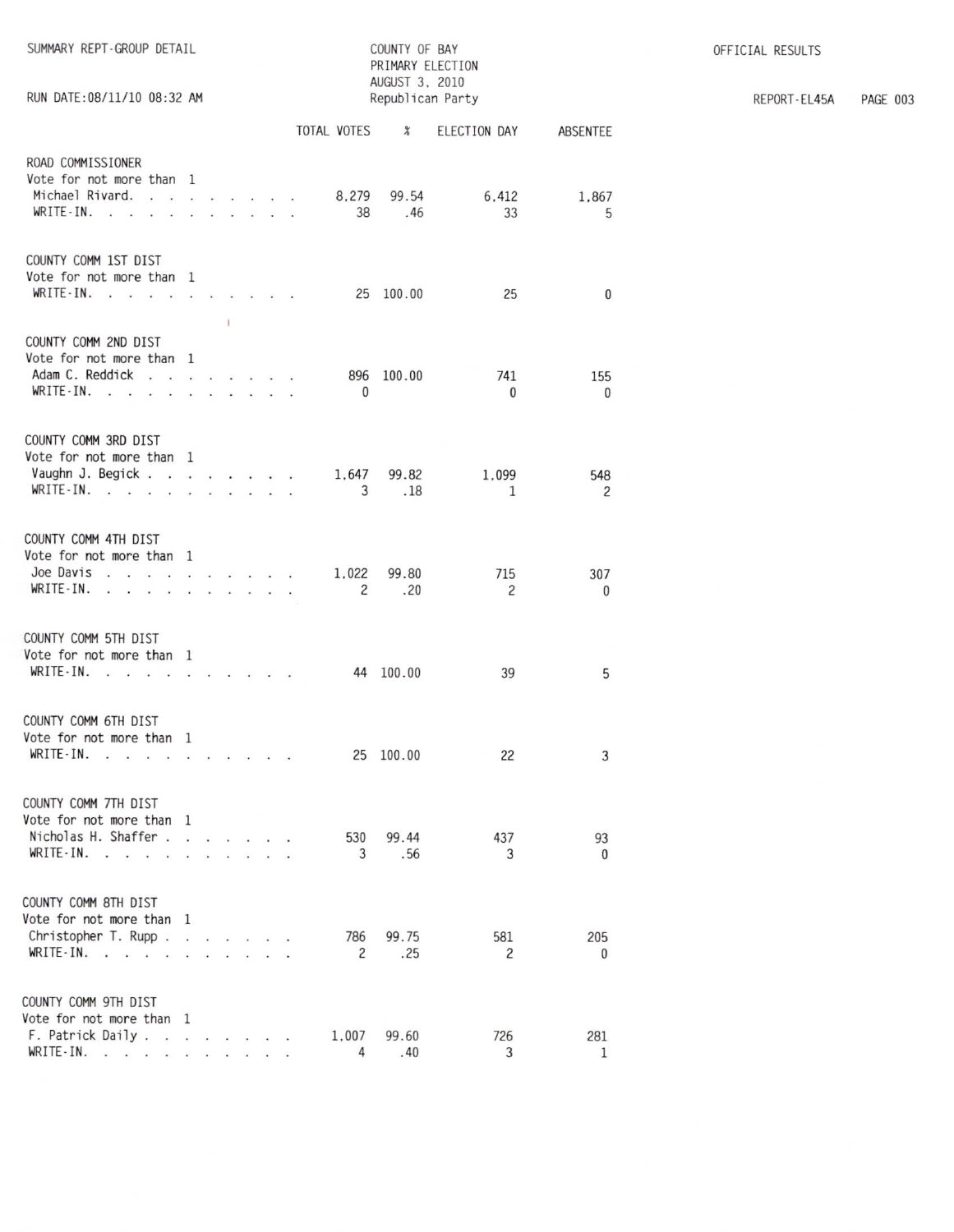SUMMARY REPT-GROUP DETAIL

COUNTY OF BAY
PRIMARY ELECTION
AUGUST 3, 2010
Republican Party

OFFICIAL RESULTS

RUN DATE:08/11/10 08:32 AM

REPORT-EL45A

| | TOTAL VOTES | % | ELECTION DAY | ABSENTEE |
|---|---|---|---|---|
| **ROAD COMMISSIONER** | | | | |
| Vote for not more than 1 | | | | |
| Michael Rivard | 8,279 | 99.54 | 6,412 | 1,867 |
| WRITE-IN | 38 | .46 | 33 | 5 |
| **COUNTY COMM 1ST DIST** | | | | |
| Vote for not more than 1 | | | | |
| WRITE-IN | 25 | 100.00 | 25 | 0 |
| **COUNTY COMM 2ND DIST** | | | | |
| Vote for not more than 1 | | | | |
| Adam C. Reddick | 896 | 100.00 | 741 | 155 |
| WRITE-IN | 0 | | 0 | 0 |
| **COUNTY COMM 3RD DIST** | | | | |
| Vote for not more than 1 | | | | |
| Vaughn J. Begick | 1,647 | 99.82 | 1,099 | 548 |
| WRITE-IN | 3 | .18 | 1 | 2 |
| **COUNTY COMM 4TH DIST** | | | | |
| Vote for not more than 1 | | | | |
| Joe Davis | 1,022 | 99.80 | 715 | 307 |
| WRITE-IN | 2 | .20 | 2 | 0 |
| **COUNTY COMM 5TH DIST** | | | | |
| Vote for not more than 1 | | | | |
| WRITE-IN | 44 | 100.00 | 39 | 5 |
| **COUNTY COMM 6TH DIST** | | | | |
| Vote for not more than 1 | | | | |
| WRITE-IN | 25 | 100.00 | 22 | 3 |
| **COUNTY COMM 7TH DIST** | | | | |
| Vote for not more than 1 | | | | |
| Nicholas H. Shaffer | 530 | 99.44 | 437 | 93 |
| WRITE-IN | 3 | .56 | 3 | 0 |
| **COUNTY COMM 8TH DIST** | | | | |
| Vote for not more than 1 | | | | |
| Christopher T. Rupp | 786 | 99.75 | 581 | 205 |
| WRITE-IN | 2 | .25 | 2 | 0 |
| **COUNTY COMM 9TH DIST** | | | | |
| Vote for not more than 1 | | | | |
| F. Patrick Daily | 1,007 | 99.60 | 726 | 281 |
| WRITE-IN | 4 | .40 | 3 | 1 |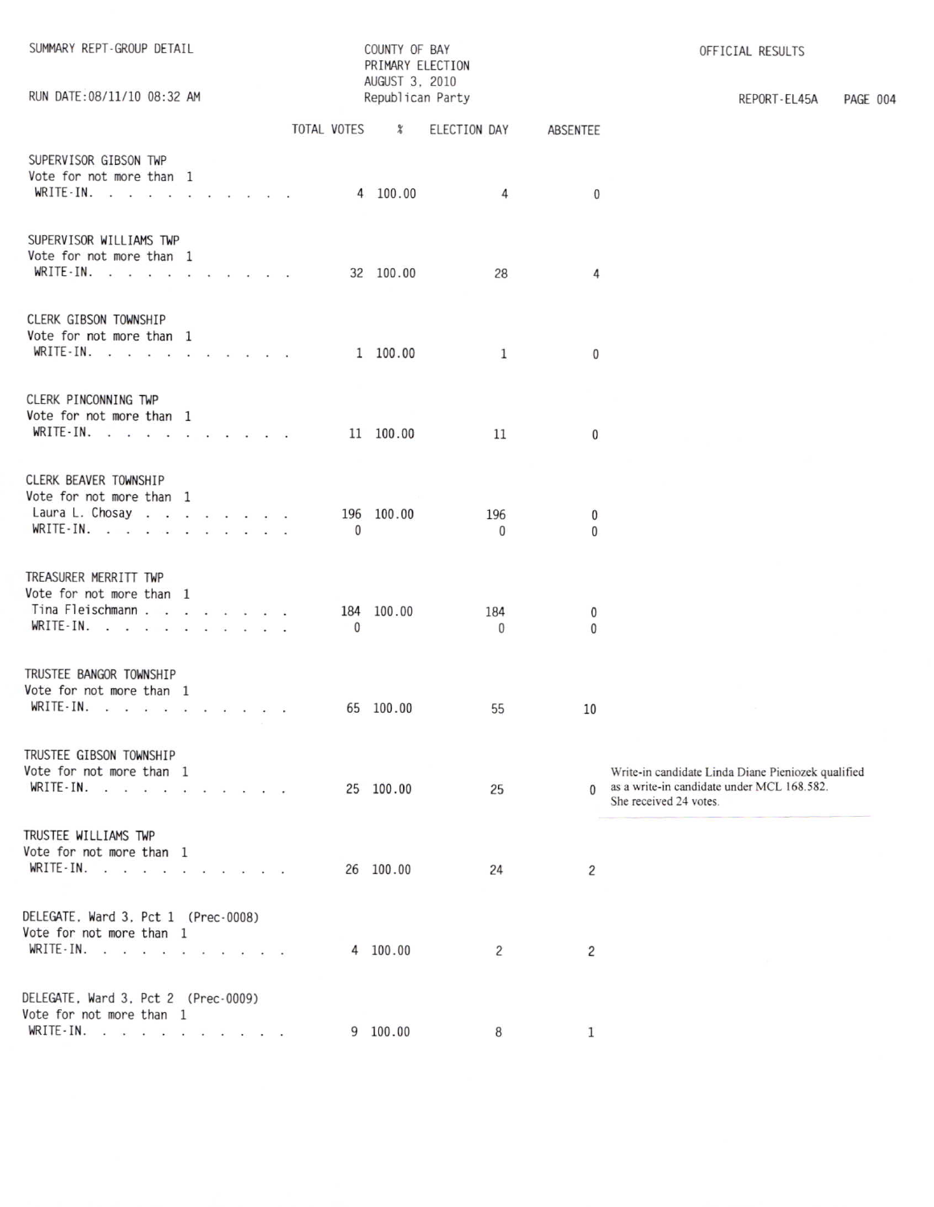SUMMARY REPT-GROUP DETAIL

RUN DATE:08/11/10 08:32 AM

COUNTY OF BAY
PRIMARY ELECTION
AUGUST 3, 2010
Republican Party

OFFICIAL RESULTS

REPORT-EL45A

| | TOTAL VOTES | % | ELECTION DAY | ABSENTEE |
|---|---|---|---|---|
| **SUPERVISOR GIBSON TWP** | | | | |
| Vote for not more than 1 | | | | |
| WRITE-IN. . . . . . . . . . . | 4 | 100.00 | 4 | 0 |
| **SUPERVISOR WILLIAMS TWP** | | | | |
| Vote for not more than 1 | | | | |
| WRITE-IN. . . . . . . . . . . | 32 | 100.00 | 28 | 4 |
| **CLERK GIBSON TOWNSHIP** | | | | |
| Vote for not more than 1 | | | | |
| WRITE-IN. . . . . . . . . . . | 1 | 100.00 | 1 | 0 |
| **CLERK PINCONNING TWP** | | | | |
| Vote for not more than 1 | | | | |
| WRITE-IN. . . . . . . . . . . | 11 | 100.00 | 11 | 0 |
| **CLERK BEAVER TOWNSHIP** | | | | |
| Vote for not more than 1 | | | | |
| Laura L. Chosay . . . . . . . . . | 196 | 100.00 | 196 | 0 |
| WRITE-IN. . . . . . . . . . . | 0 | | 0 | 0 |
| **TREASURER MERRITT TWP** | | | | |
| Vote for not more than 1 | | | | |
| Tina Fleischmann . . . . . . . . | 184 | 100.00 | 184 | 0 |
| WRITE-IN. . . . . . . . . . . | 0 | | 0 | 0 |
| **TRUSTEE BANGOR TOWNSHIP** | | | | |
| Vote for not more than 1 | | | | |
| WRITE-IN. . . . . . . . . . . | 65 | 100.00 | 55 | 10 |
| **TRUSTEE GIBSON TOWNSHIP** | | | | |
| Vote for not more than 1 | | | | |
| WRITE-IN. . . . . . . . . . . | 25 | 100.00 | 25 | 0 |
| **TRUSTEE WILLIAMS TWP** | | | | |
| Vote for not more than 1 | | | | |
| WRITE-IN. . . . . . . . . . . | 26 | 100.00 | 24 | 2 |
| **DELEGATE, Ward 3, Pct 1 (Prec-0008)** | | | | |
| Vote for not more than 1 | | | | |
| WRITE-IN. . . . . . . . . . . | 4 | 100.00 | 2 | 2 |
| **DELEGATE, Ward 3, Pct 2 (Prec-0009)** | | | | |
| Vote for not more than 1 | | | | |
| WRITE-IN. . . . . . . . . . . | 9 | 100.00 | 8 | 1 |

Write-in candidate Linda Diane Pieniozek qualified as a write-in candidate under MCL 168.582. She received 24 votes.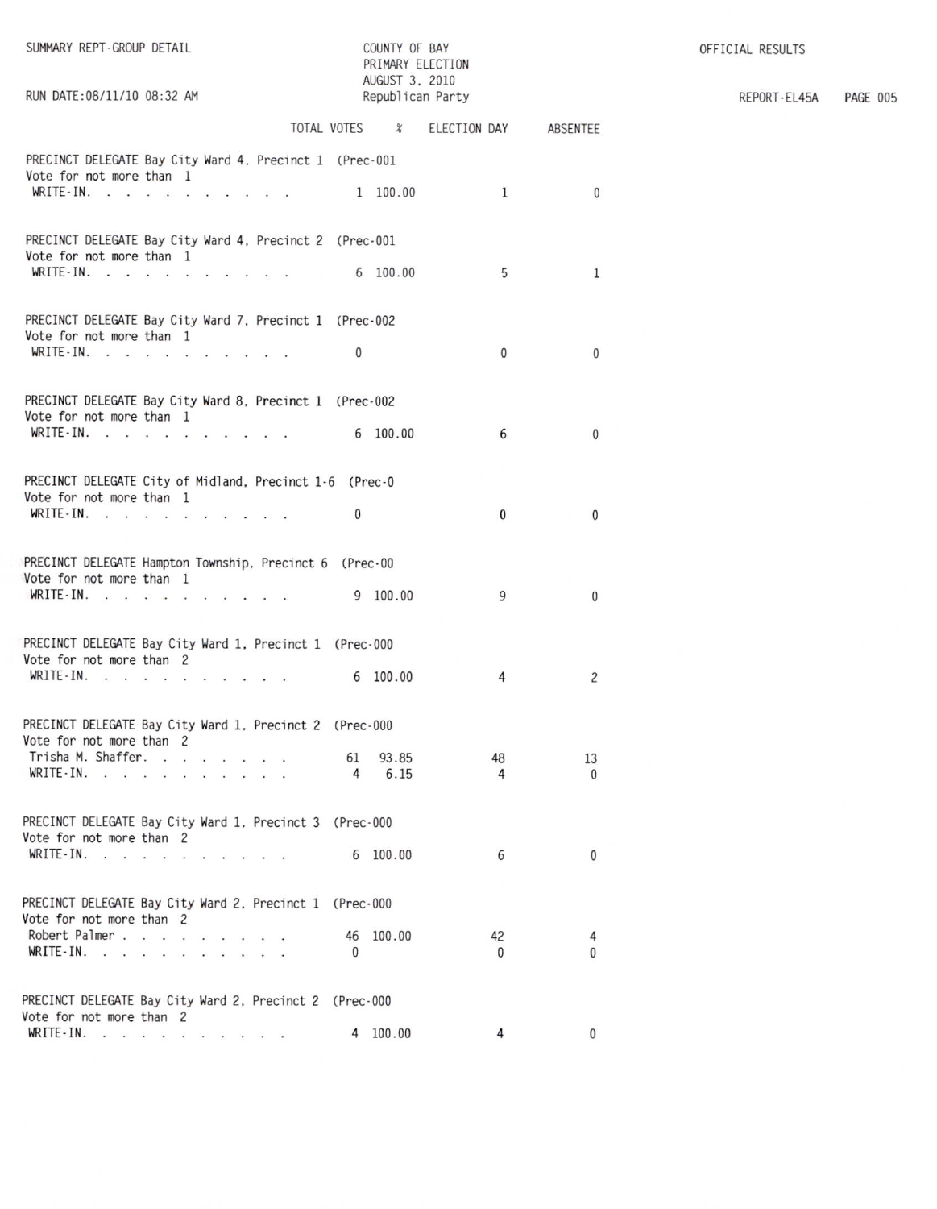SUMMARY REPT-GROUP DETAIL

RUN DATE:08/11/10 08:32 AM

COUNTY OF BAY
PRIMARY ELECTION
AUGUST 3, 2010
Republican Party

OFFICIAL RESULTS

REPORT-EL45A PAGE 005

| | TOTAL VOTES | % | ELECTION DAY | ABSENTEE |
|---|---|---|---|---|
| **PRECINCT DELEGATE Bay City Ward 4, Precinct 1 (Prec-001** | | | | |
| Vote for not more than 1 | | | | |
| WRITE-IN. . . . . . . . . . . | 1 | 100.00 | 1 | 0 |
| **PRECINCT DELEGATE Bay City Ward 4, Precinct 2 (Prec-001** | | | | |
| Vote for not more than 1 | | | | |
| WRITE-IN. . . . . . . . . . . | 6 | 100.00 | 5 | 1 |
| **PRECINCT DELEGATE Bay City Ward 7, Precinct 1 (Prec-002** | | | | |
| Vote for not more than 1 | | | | |
| WRITE-IN. . . . . . . . . . . | 0 | | 0 | 0 |
| **PRECINCT DELEGATE Bay City Ward 8, Precinct 1 (Prec-002** | | | | |
| Vote for not more than 1 | | | | |
| WRITE-IN. . . . . . . . . . . | 6 | 100.00 | 6 | 0 |
| **PRECINCT DELEGATE City of Midland, Precinct 1-6 (Prec-0** | | | | |
| Vote for not more than 1 | | | | |
| WRITE-IN. . . . . . . . . . . | 0 | | 0 | 0 |
| **PRECINCT DELEGATE Hampton Township, Precinct 6 (Prec-00** | | | | |
| Vote for not more than 1 | | | | |
| WRITE-IN. . . . . . . . . . . | 9 | 100.00 | 9 | 0 |
| **PRECINCT DELEGATE Bay City Ward 1, Precinct 1 (Prec-000** | | | | |
| Vote for not more than 2 | | | | |
| WRITE-IN. . . . . . . . . . . | 6 | 100.00 | 4 | 2 |
| **PRECINCT DELEGATE Bay City Ward 1, Precinct 2 (Prec-000** | | | | |
| Vote for not more than 2 | | | | |
| Trisha M. Shaffer. . . . . . . . | 61 | 93.85 | 48 | 13 |
| WRITE-IN. . . . . . . . . . . | 4 | 6.15 | 4 | 0 |
| **PRECINCT DELEGATE Bay City Ward 1, Precinct 3 (Prec-000** | | | | |
| Vote for not more than 2 | | | | |
| WRITE-IN. . . . . . . . . . . | 6 | 100.00 | 6 | 0 |
| **PRECINCT DELEGATE Bay City Ward 2, Precinct 1 (Prec-000** | | | | |
| Vote for not more than 2 | | | | |
| Robert Palmer . . . . . . . . . | 46 | 100.00 | 42 | 4 |
| WRITE-IN. . . . . . . . . . . | 0 | | 0 | 0 |
| **PRECINCT DELEGATE Bay City Ward 2, Precinct 2 (Prec-000** | | | | |
| Vote for not more than 2 | | | | |
| WRITE-IN. . . . . . . . . . . | 4 | 100.00 | 4 | 0 |